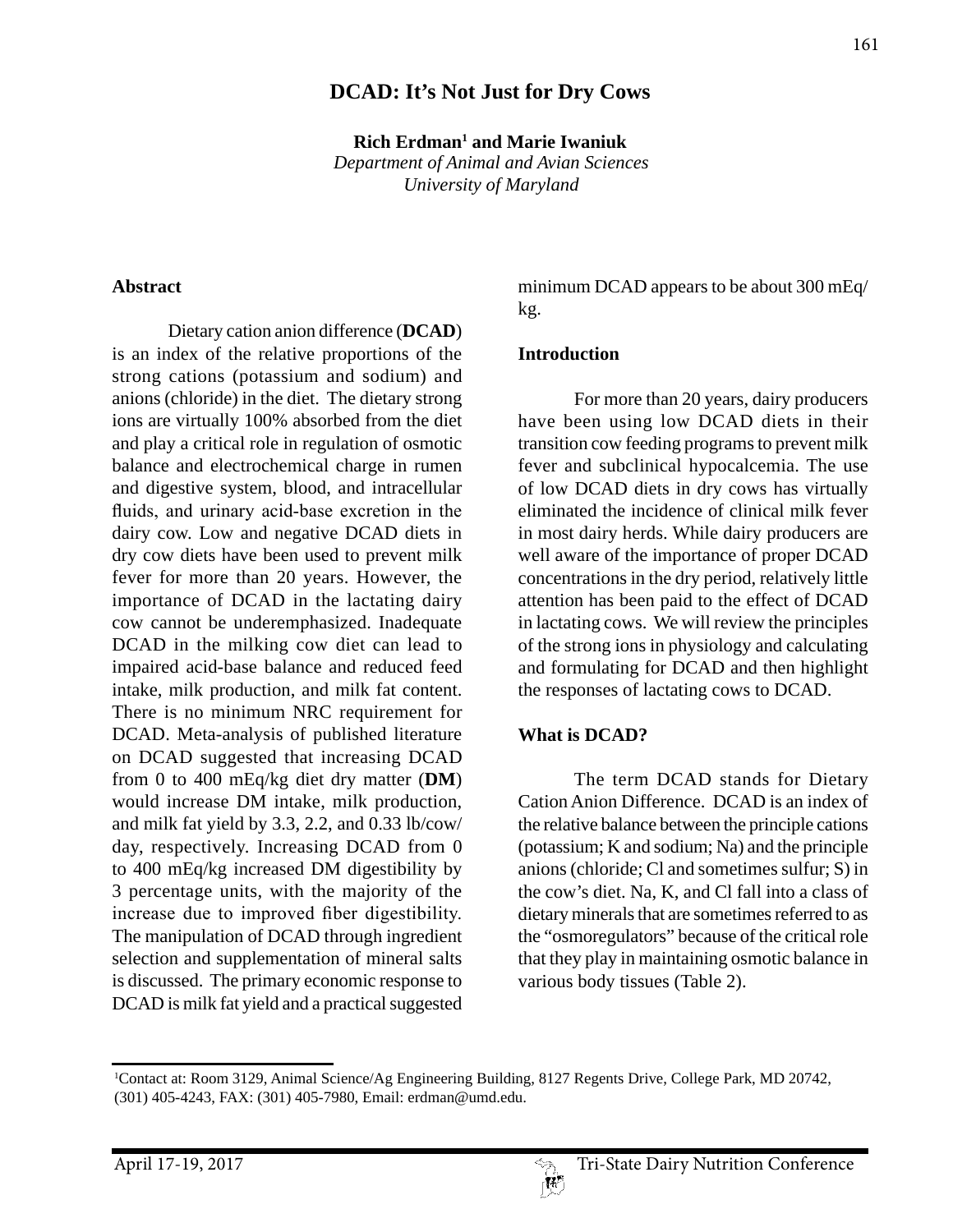# DCAD: It's Not Just for Dry Cows

**Rich Erdman[1] and Marie Iwaniuk**

*Department of Animal and Avian Sciences*
*University of Maryland*

## Abstract

Dietary cation anion difference (**DCAD**) is an index of the relative proportions of the strong cations (potassium and sodium) and anions (chloride) in the diet. The dietary strong ions are virtually 100% absorbed from the diet and play a critical role in regulation of osmotic balance and electrochemical charge in rumen and digestive system, blood, and intracellular fluids, and urinary acid-base excretion in the dairy cow. Low and negative DCAD diets in dry cow diets have been used to prevent milk fever for more than 20 years. However, the importance of DCAD in the lactating dairy cow cannot be underemphasized. Inadequate DCAD in the milking cow diet can lead to impaired acid-base balance and reduced feed intake, milk production, and milk fat content. There is no minimum NRC requirement for DCAD. Meta-analysis of published literature on DCAD suggested that increasing DCAD from 0 to 400 mEq/kg diet dry matter (**DM**) would increase DM intake, milk production, and milk fat yield by 3.3, 2.2, and 0.33 lb/cow/day, respectively. Increasing DCAD from 0 to 400 mEq/kg increased DM digestibility by 3 percentage units, with the majority of the increase due to improved fiber digestibility. The manipulation of DCAD through ingredient selection and supplementation of mineral salts is discussed. The primary economic response to DCAD is milk fat yield and a practical suggested minimum DCAD appears to be about 300 mEq/kg.

## Introduction

For more than 20 years, dairy producers have been using low DCAD diets in their transition cow feeding programs to prevent milk fever and subclinical hypocalcemia. The use of low DCAD diets in dry cows has virtually eliminated the incidence of clinical milk fever in most dairy herds. While dairy producers are well aware of the importance of proper DCAD concentrations in the dry period, relatively little attention has been paid to the effect of DCAD in lactating cows. We will review the principles of the strong ions in physiology and calculating and formulating for DCAD and then highlight the responses of lactating cows to DCAD.

## What is DCAD?

The term DCAD stands for Dietary Cation Anion Difference. DCAD is an index of the relative balance between the principle cations (potassium; K and sodium; Na) and the principle anions (chloride; Cl and sometimes sulfur; S) in the cow's diet. Na, K, and Cl fall into a class of dietary minerals that are sometimes referred to as the "osmoregulators" because of the critical role that they play in maintaining osmotic balance in various body tissues (Table 2).

---

[1]Contact at: Room 3129, Animal Science/Ag Engineering Building, 8127 Regents Drive, College Park, MD 20742, (301) 405-4243, FAX: (301) 405-7980, Email: erdman@umd.edu.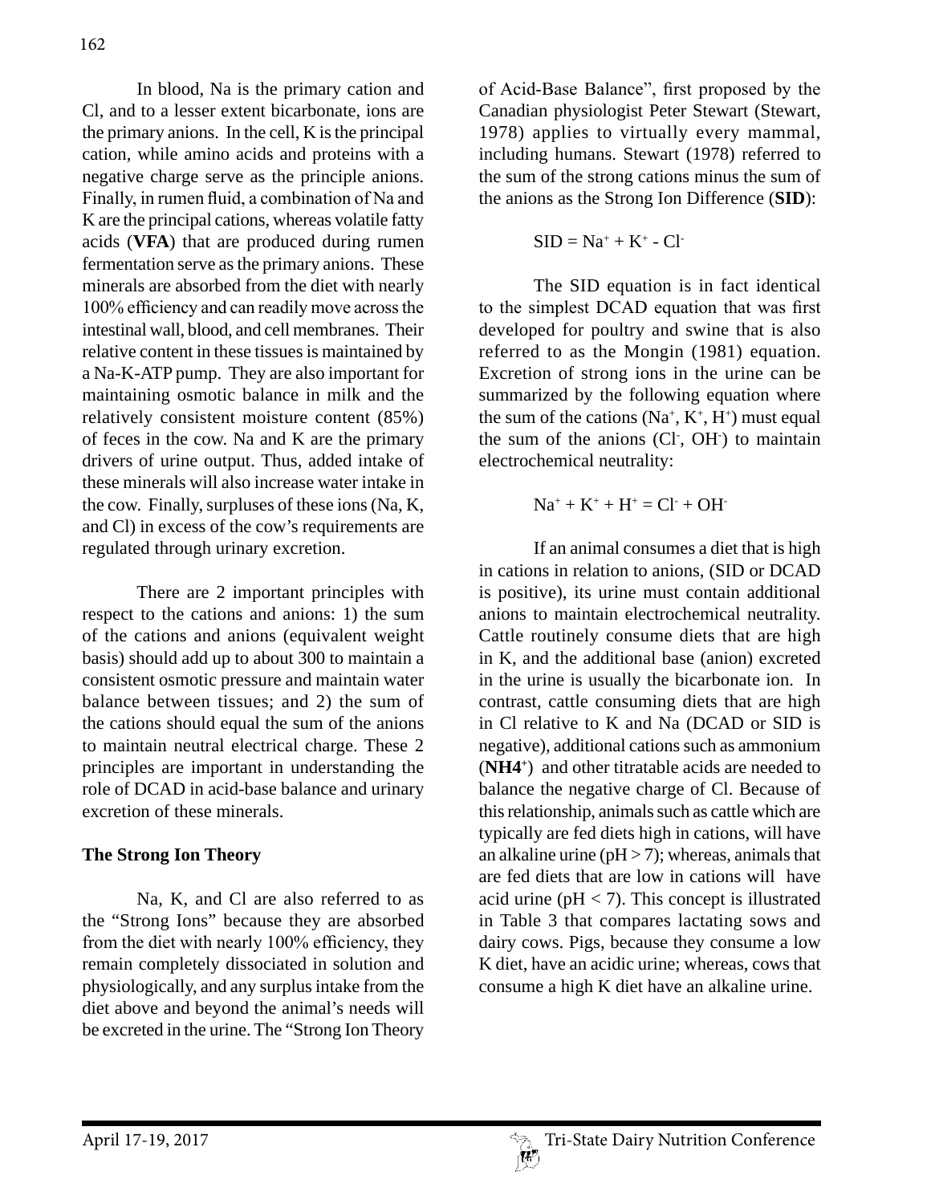In blood, Na is the primary cation and Cl, and to a lesser extent bicarbonate, ions are the primary anions. In the cell, K is the principal cation, while amino acids and proteins with a negative charge serve as the principle anions. Finally, in rumen fluid, a combination of Na and K are the principal cations, whereas volatile fatty acids (**VFA**) that are produced during rumen fermentation serve as the primary anions. These minerals are absorbed from the diet with nearly 100% efficiency and can readily move across the intestinal wall, blood, and cell membranes. Their relative content in these tissues is maintained by a Na-K-ATP pump. They are also important for maintaining osmotic balance in milk and the relatively consistent moisture content (85%) of feces in the cow. Na and K are the primary drivers of urine output. Thus, added intake of these minerals will also increase water intake in the cow. Finally, surpluses of these ions (Na, K, and Cl) in excess of the cow's requirements are regulated through urinary excretion.

There are 2 important principles with respect to the cations and anions: 1) the sum of the cations and anions (equivalent weight basis) should add up to about 300 to maintain a consistent osmotic pressure and maintain water balance between tissues; and 2) the sum of the cations should equal the sum of the anions to maintain neutral electrical charge. These 2 principles are important in understanding the role of DCAD in acid-base balance and urinary excretion of these minerals.

**The Strong Ion Theory**

Na, K, and Cl are also referred to as the "Strong Ions" because they are absorbed from the diet with nearly 100% efficiency, they remain completely dissociated in solution and physiologically, and any surplus intake from the diet above and beyond the animal's needs will be excreted in the urine. The "Strong Ion Theory of Acid-Base Balance", first proposed by the Canadian physiologist Peter Stewart (Stewart, 1978) applies to virtually every mammal, including humans. Stewart (1978) referred to the sum of the strong cations minus the sum of the anions as the Strong Ion Difference (**SID**):

$$SID = Na^+ + K^+ - Cl^-$$

The SID equation is in fact identical to the simplest DCAD equation that was first developed for poultry and swine that is also referred to as the Mongin (1981) equation. Excretion of strong ions in the urine can be summarized by the following equation where the sum of the cations ($Na^+$, $K^+$, $H^+$) must equal the sum of the anions ($Cl^-$, $OH^-$) to maintain electrochemical neutrality:

$$Na^+ + K^+ + H^+ = Cl^- + OH^-$$

If an animal consumes a diet that is high in cations in relation to anions, (SID or DCAD is positive), its urine must contain additional anions to maintain electrochemical neutrality. Cattle routinely consume diets that are high in K, and the additional base (anion) excreted in the urine is usually the bicarbonate ion. In contrast, cattle consuming diets that are high in Cl relative to K and Na (DCAD or SID is negative), additional cations such as ammonium (**$NH_4^+$**) and other titratable acids are needed to balance the negative charge of Cl. Because of this relationship, animals such as cattle which are typically are fed diets high in cations, will have an alkaline urine ($pH > 7$); whereas, animals that are fed diets that are low in cations will have acid urine ($pH < 7$). This concept is illustrated in Table 3 that compares lactating sows and dairy cows. Pigs, because they consume a low K diet, have an acidic urine; whereas, cows that consume a high K diet have an alkaline urine.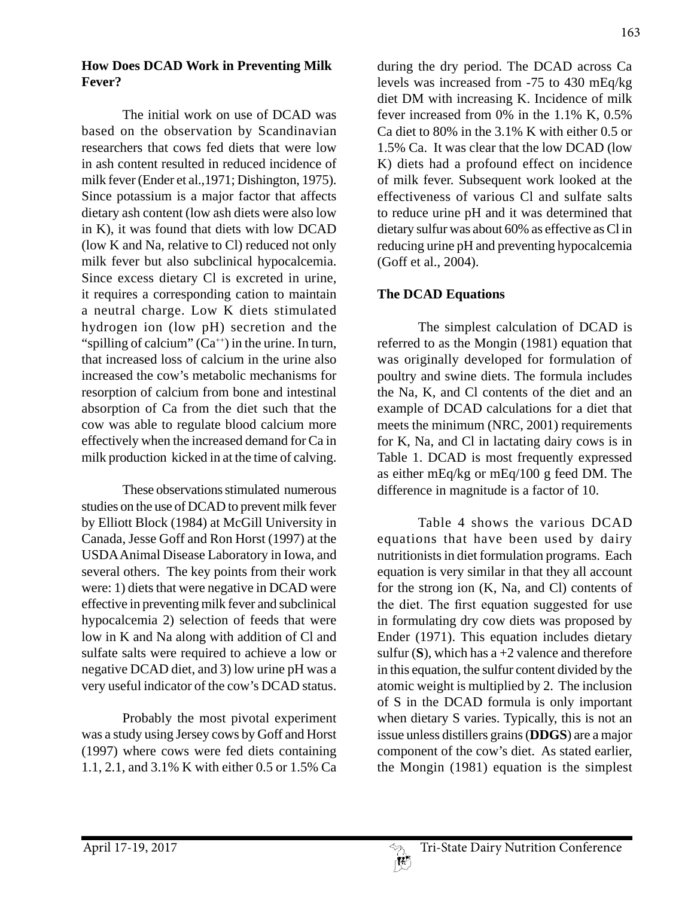## How Does DCAD Work in Preventing Milk Fever?

The initial work on use of DCAD was based on the observation by Scandinavian researchers that cows fed diets that were low in ash content resulted in reduced incidence of milk fever (Ender et al.,1971; Dishington, 1975). Since potassium is a major factor that affects dietary ash content (low ash diets were also low in K), it was found that diets with low DCAD (low K and Na, relative to Cl) reduced not only milk fever but also subclinical hypocalcemia. Since excess dietary Cl is excreted in urine, it requires a corresponding cation to maintain a neutral charge. Low K diets stimulated hydrogen ion (low pH) secretion and the "spilling of calcium" ($Ca^{++}$) in the urine. In turn, that increased loss of calcium in the urine also increased the cow's metabolic mechanisms for resorption of calcium from bone and intestinal absorption of Ca from the diet such that the cow was able to regulate blood calcium more effectively when the increased demand for Ca in milk production kicked in at the time of calving.

These observations stimulated numerous studies on the use of DCAD to prevent milk fever by Elliott Block (1984) at McGill University in Canada, Jesse Goff and Ron Horst (1997) at the USDA Animal Disease Laboratory in Iowa, and several others. The key points from their work were: 1) diets that were negative in DCAD were effective in preventing milk fever and subclinical hypocalcemia 2) selection of feeds that were low in K and Na along with addition of Cl and sulfate salts were required to achieve a low or negative DCAD diet, and 3) low urine pH was a very useful indicator of the cow's DCAD status.

Probably the most pivotal experiment was a study using Jersey cows by Goff and Horst (1997) where cows were fed diets containing 1.1, 2.1, and 3.1% K with either 0.5 or 1.5% Ca during the dry period. The DCAD across Ca levels was increased from -75 to 430 mEq/kg diet DM with increasing K. Incidence of milk fever increased from 0% in the 1.1% K, 0.5% Ca diet to 80% in the 3.1% K with either 0.5 or 1.5% Ca. It was clear that the low DCAD (low K) diets had a profound effect on incidence of milk fever. Subsequent work looked at the effectiveness of various Cl and sulfate salts to reduce urine pH and it was determined that dietary sulfur was about 60% as effective as Cl in reducing urine pH and preventing hypocalcemia (Goff et al., 2004).

## The DCAD Equations

The simplest calculation of DCAD is referred to as the Mongin (1981) equation that was originally developed for formulation of poultry and swine diets. The formula includes the Na, K, and Cl contents of the diet and an example of DCAD calculations for a diet that meets the minimum (NRC, 2001) requirements for K, Na, and Cl in lactating dairy cows is in Table 1. DCAD is most frequently expressed as either mEq/kg or mEq/100 g feed DM. The difference in magnitude is a factor of 10.

Table 4 shows the various DCAD equations that have been used by dairy nutritionists in diet formulation programs. Each equation is very similar in that they all account for the strong ion (K, Na, and Cl) contents of the diet. The first equation suggested for use in formulating dry cow diets was proposed by Ender (1971). This equation includes dietary sulfur (**S**), which has a +2 valence and therefore in this equation, the sulfur content divided by the atomic weight is multiplied by 2. The inclusion of S in the DCAD formula is only important when dietary S varies. Typically, this is not an issue unless distillers grains (**DDGS**) are a major component of the cow's diet. As stated earlier, the Mongin (1981) equation is the simplest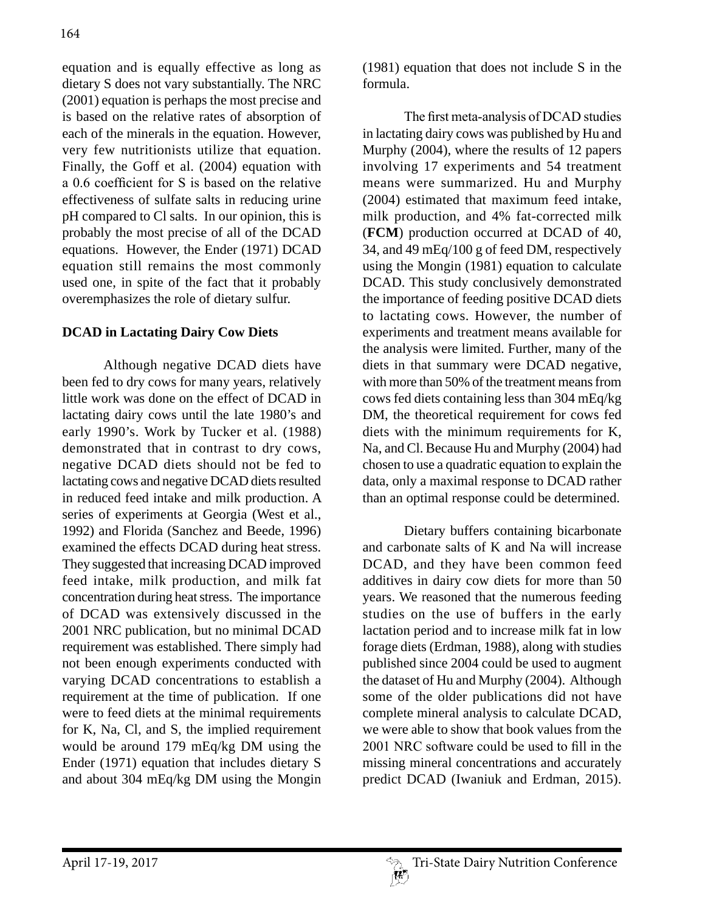equation and is equally effective as long as dietary S does not vary substantially. The NRC (2001) equation is perhaps the most precise and is based on the relative rates of absorption of each of the minerals in the equation. However, very few nutritionists utilize that equation. Finally, the Goff et al. (2004) equation with a 0.6 coefficient for S is based on the relative effectiveness of sulfate salts in reducing urine pH compared to Cl salts. In our opinion, this is probably the most precise of all of the DCAD equations. However, the Ender (1971) DCAD equation still remains the most commonly used one, in spite of the fact that it probably overemphasizes the role of dietary sulfur.

## DCAD in Lactating Dairy Cow Diets

Although negative DCAD diets have been fed to dry cows for many years, relatively little work was done on the effect of DCAD in lactating dairy cows until the late 1980's and early 1990's. Work by Tucker et al. (1988) demonstrated that in contrast to dry cows, negative DCAD diets should not be fed to lactating cows and negative DCAD diets resulted in reduced feed intake and milk production. A series of experiments at Georgia (West et al., 1992) and Florida (Sanchez and Beede, 1996) examined the effects DCAD during heat stress. They suggested that increasing DCAD improved feed intake, milk production, and milk fat concentration during heat stress. The importance of DCAD was extensively discussed in the 2001 NRC publication, but no minimal DCAD requirement was established. There simply had not been enough experiments conducted with varying DCAD concentrations to establish a requirement at the time of publication. If one were to feed diets at the minimal requirements for K, Na, Cl, and S, the implied requirement would be around 179 mEq/kg DM using the Ender (1971) equation that includes dietary S and about 304 mEq/kg DM using the Mongin (1981) equation that does not include S in the formula.

The first meta-analysis of DCAD studies in lactating dairy cows was published by Hu and Murphy (2004), where the results of 12 papers involving 17 experiments and 54 treatment means were summarized. Hu and Murphy (2004) estimated that maximum feed intake, milk production, and 4% fat-corrected milk (**FCM**) production occurred at DCAD of 40, 34, and 49 mEq/100 g of feed DM, respectively using the Mongin (1981) equation to calculate DCAD. This study conclusively demonstrated the importance of feeding positive DCAD diets to lactating cows. However, the number of experiments and treatment means available for the analysis were limited. Further, many of the diets in that summary were DCAD negative, with more than 50% of the treatment means from cows fed diets containing less than 304 mEq/kg DM, the theoretical requirement for cows fed diets with the minimum requirements for K, Na, and Cl. Because Hu and Murphy (2004) had chosen to use a quadratic equation to explain the data, only a maximal response to DCAD rather than an optimal response could be determined.

Dietary buffers containing bicarbonate and carbonate salts of K and Na will increase DCAD, and they have been common feed additives in dairy cow diets for more than 50 years. We reasoned that the numerous feeding studies on the use of buffers in the early lactation period and to increase milk fat in low forage diets (Erdman, 1988), along with studies published since 2004 could be used to augment the dataset of Hu and Murphy (2004). Although some of the older publications did not have complete mineral analysis to calculate DCAD, we were able to show that book values from the 2001 NRC software could be used to fill in the missing mineral concentrations and accurately predict DCAD (Iwaniuk and Erdman, 2015).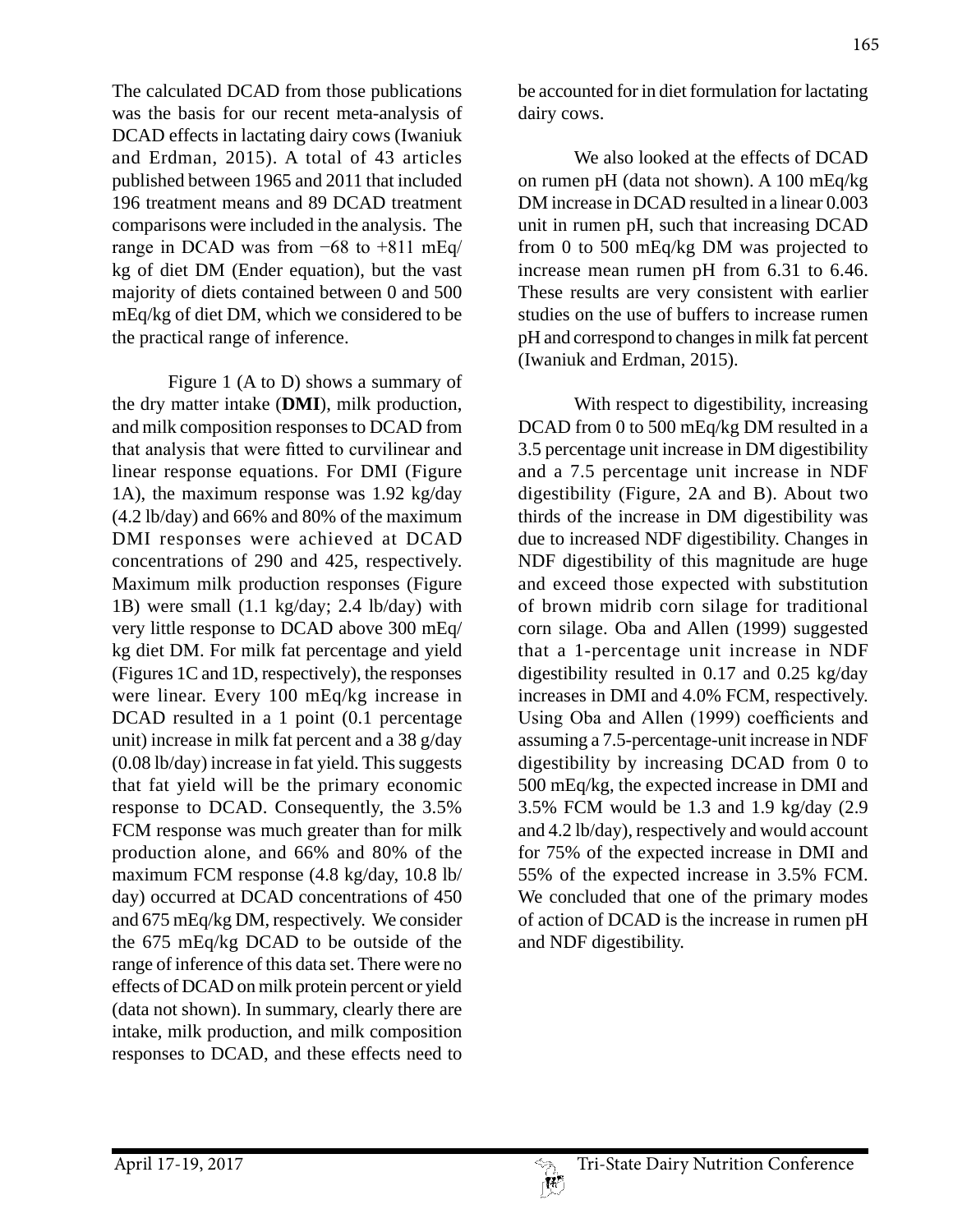The calculated DCAD from those publications was the basis for our recent meta-analysis of DCAD effects in lactating dairy cows (Iwaniuk and Erdman, 2015). A total of 43 articles published between 1965 and 2011 that included 196 treatment means and 89 DCAD treatment comparisons were included in the analysis. The range in DCAD was from −68 to +811 mEq/kg of diet DM (Ender equation), but the vast majority of diets contained between 0 and 500 mEq/kg of diet DM, which we considered to be the practical range of inference.

Figure 1 (A to D) shows a summary of the dry matter intake (**DMI**), milk production, and milk composition responses to DCAD from that analysis that were fitted to curvilinear and linear response equations. For DMI (Figure 1A), the maximum response was 1.92 kg/day (4.2 lb/day) and 66% and 80% of the maximum DMI responses were achieved at DCAD concentrations of 290 and 425, respectively. Maximum milk production responses (Figure 1B) were small (1.1 kg/day; 2.4 lb/day) with very little response to DCAD above 300 mEq/kg diet DM. For milk fat percentage and yield (Figures 1C and 1D, respectively), the responses were linear. Every 100 mEq/kg increase in DCAD resulted in a 1 point (0.1 percentage unit) increase in milk fat percent and a 38 g/day (0.08 lb/day) increase in fat yield. This suggests that fat yield will be the primary economic response to DCAD. Consequently, the 3.5% FCM response was much greater than for milk production alone, and 66% and 80% of the maximum FCM response (4.8 kg/day, 10.8 lb/day) occurred at DCAD concentrations of 450 and 675 mEq/kg DM, respectively. We consider the 675 mEq/kg DCAD to be outside of the range of inference of this data set. There were no effects of DCAD on milk protein percent or yield (data not shown). In summary, clearly there are intake, milk production, and milk composition responses to DCAD, and these effects need to be accounted for in diet formulation for lactating dairy cows.

We also looked at the effects of DCAD on rumen pH (data not shown). A 100 mEq/kg DM increase in DCAD resulted in a linear 0.003 unit in rumen pH, such that increasing DCAD from 0 to 500 mEq/kg DM was projected to increase mean rumen pH from 6.31 to 6.46. These results are very consistent with earlier studies on the use of buffers to increase rumen pH and correspond to changes in milk fat percent (Iwaniuk and Erdman, 2015).

With respect to digestibility, increasing DCAD from 0 to 500 mEq/kg DM resulted in a 3.5 percentage unit increase in DM digestibility and a 7.5 percentage unit increase in NDF digestibility (Figure, 2A and B). About two thirds of the increase in DM digestibility was due to increased NDF digestibility. Changes in NDF digestibility of this magnitude are huge and exceed those expected with substitution of brown midrib corn silage for traditional corn silage. Oba and Allen (1999) suggested that a 1-percentage unit increase in NDF digestibility resulted in 0.17 and 0.25 kg/day increases in DMI and 4.0% FCM, respectively. Using Oba and Allen (1999) coefficients and assuming a 7.5-percentage-unit increase in NDF digestibility by increasing DCAD from 0 to 500 mEq/kg, the expected increase in DMI and 3.5% FCM would be 1.3 and 1.9 kg/day (2.9 and 4.2 lb/day), respectively and would account for 75% of the expected increase in DMI and 55% of the expected increase in 3.5% FCM. We concluded that one of the primary modes of action of DCAD is the increase in rumen pH and NDF digestibility.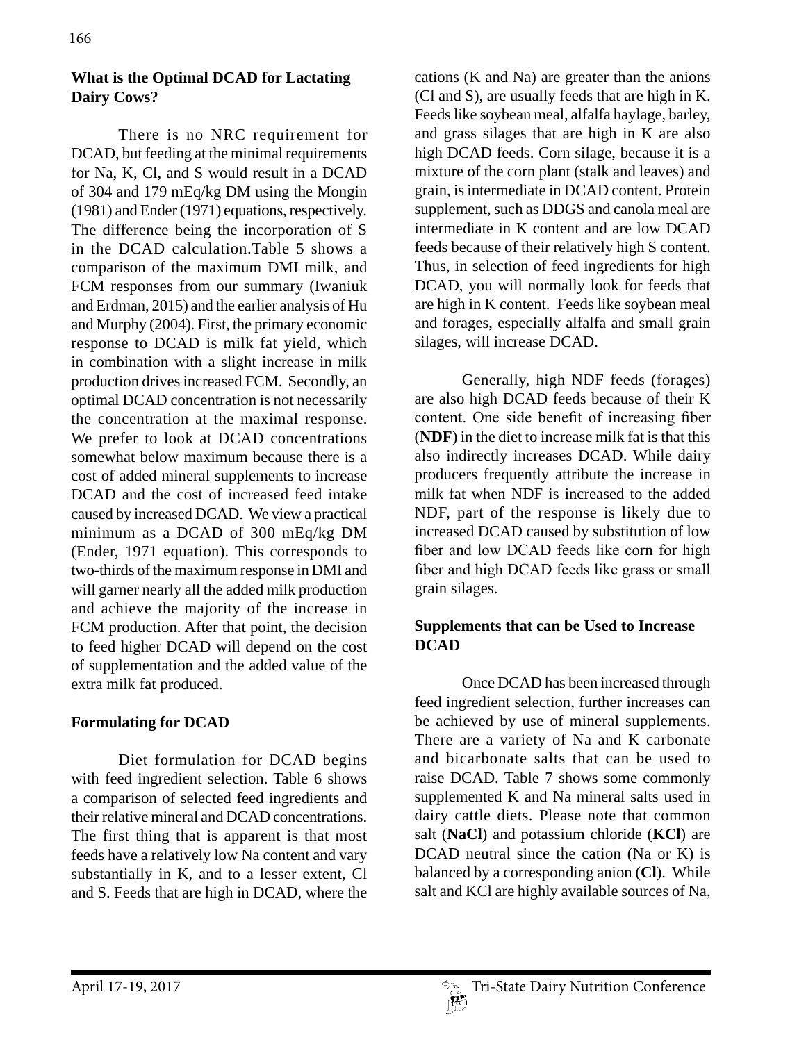## What is the Optimal DCAD for Lactating Dairy Cows?

There is no NRC requirement for DCAD, but feeding at the minimal requirements for Na, K, Cl, and S would result in a DCAD of 304 and 179 mEq/kg DM using the Mongin (1981) and Ender (1971) equations, respectively. The difference being the incorporation of S in the DCAD calculation.Table 5 shows a comparison of the maximum DMI milk, and FCM responses from our summary (Iwaniuk and Erdman, 2015) and the earlier analysis of Hu and Murphy (2004). First, the primary economic response to DCAD is milk fat yield, which in combination with a slight increase in milk production drives increased FCM. Secondly, an optimal DCAD concentration is not necessarily the concentration at the maximal response. We prefer to look at DCAD concentrations somewhat below maximum because there is a cost of added mineral supplements to increase DCAD and the cost of increased feed intake caused by increased DCAD. We view a practical minimum as a DCAD of 300 mEq/kg DM (Ender, 1971 equation). This corresponds to two-thirds of the maximum response in DMI and will garner nearly all the added milk production and achieve the majority of the increase in FCM production. After that point, the decision to feed higher DCAD will depend on the cost of supplementation and the added value of the extra milk fat produced.

## Formulating for DCAD

Diet formulation for DCAD begins with feed ingredient selection. Table 6 shows a comparison of selected feed ingredients and their relative mineral and DCAD concentrations. The first thing that is apparent is that most feeds have a relatively low Na content and vary substantially in K, and to a lesser extent, Cl and S. Feeds that are high in DCAD, where the cations (K and Na) are greater than the anions (Cl and S), are usually feeds that are high in K. Feeds like soybean meal, alfalfa haylage, barley, and grass silages that are high in K are also high DCAD feeds. Corn silage, because it is a mixture of the corn plant (stalk and leaves) and grain, is intermediate in DCAD content. Protein supplement, such as DDGS and canola meal are intermediate in K content and are low DCAD feeds because of their relatively high S content. Thus, in selection of feed ingredients for high DCAD, you will normally look for feeds that are high in K content. Feeds like soybean meal and forages, especially alfalfa and small grain silages, will increase DCAD.

Generally, high NDF feeds (forages) are also high DCAD feeds because of their K content. One side benefit of increasing fiber (**NDF**) in the diet to increase milk fat is that this also indirectly increases DCAD. While dairy producers frequently attribute the increase in milk fat when NDF is increased to the added NDF, part of the response is likely due to increased DCAD caused by substitution of low fiber and low DCAD feeds like corn for high fiber and high DCAD feeds like grass or small grain silages.

## Supplements that can be Used to Increase DCAD

Once DCAD has been increased through feed ingredient selection, further increases can be achieved by use of mineral supplements. There are a variety of Na and K carbonate and bicarbonate salts that can be used to raise DCAD. Table 7 shows some commonly supplemented K and Na mineral salts used in dairy cattle diets. Please note that common salt (**NaCl**) and potassium chloride (**KCl**) are DCAD neutral since the cation (Na or K) is balanced by a corresponding anion (**Cl**). While salt and KCl are highly available sources of Na,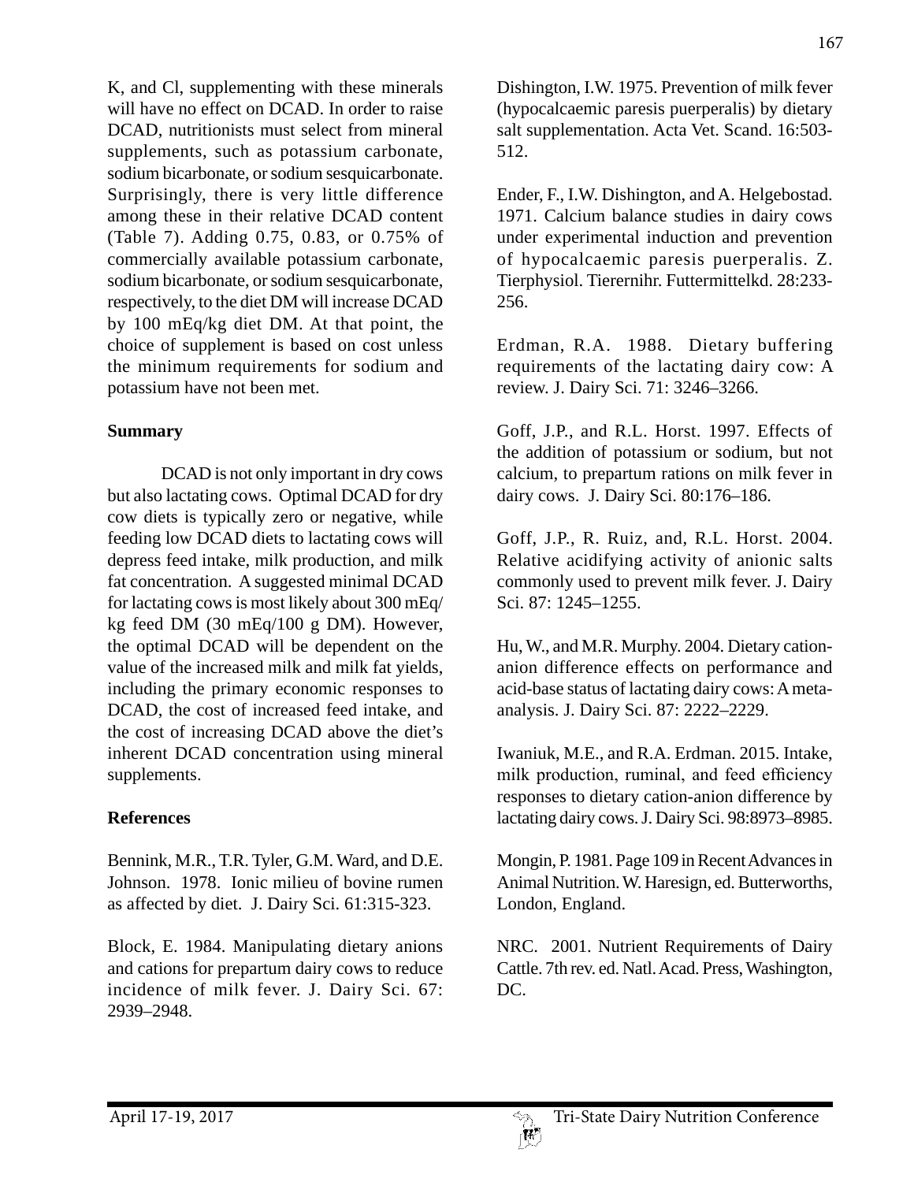K, and Cl, supplementing with these minerals will have no effect on DCAD. In order to raise DCAD, nutritionists must select from mineral supplements, such as potassium carbonate, sodium bicarbonate, or sodium sesquicarbonate. Surprisingly, there is very little difference among these in their relative DCAD content (Table 7). Adding 0.75, 0.83, or 0.75% of commercially available potassium carbonate, sodium bicarbonate, or sodium sesquicarbonate, respectively, to the diet DM will increase DCAD by 100 mEq/kg diet DM. At that point, the choice of supplement is based on cost unless the minimum requirements for sodium and potassium have not been met.

## Summary

DCAD is not only important in dry cows but also lactating cows. Optimal DCAD for dry cow diets is typically zero or negative, while feeding low DCAD diets to lactating cows will depress feed intake, milk production, and milk fat concentration. A suggested minimal DCAD for lactating cows is most likely about 300 mEq/kg feed DM (30 mEq/100 g DM). However, the optimal DCAD will be dependent on the value of the increased milk and milk fat yields, including the primary economic responses to DCAD, the cost of increased feed intake, and the cost of increasing DCAD above the diet's inherent DCAD concentration using mineral supplements.

## References

Bennink, M.R., T.R. Tyler, G.M. Ward, and D.E. Johnson. 1978. Ionic milieu of bovine rumen as affected by diet. J. Dairy Sci. 61:315-323.

Block, E. 1984. Manipulating dietary anions and cations for prepartum dairy cows to reduce incidence of milk fever. J. Dairy Sci. 67: 2939–2948.

Dishington, I.W. 1975. Prevention of milk fever (hypocalcaemic paresis puerperalis) by dietary salt supplementation. Acta Vet. Scand. 16:503-512.

Ender, F., I.W. Dishington, and A. Helgebostad. 1971. Calcium balance studies in dairy cows under experimental induction and prevention of hypocalcaemic paresis puerperalis. Z. Tierphysiol. Tierernihr. Futtermittelkd. 28:233-256.

Erdman, R.A. 1988. Dietary buffering requirements of the lactating dairy cow: A review. J. Dairy Sci. 71: 3246–3266.

Goff, J.P., and R.L. Horst. 1997. Effects of the addition of potassium or sodium, but not calcium, to prepartum rations on milk fever in dairy cows. J. Dairy Sci. 80:176–186.

Goff, J.P., R. Ruiz, and, R.L. Horst. 2004. Relative acidifying activity of anionic salts commonly used to prevent milk fever. J. Dairy Sci. 87: 1245–1255.

Hu, W., and M.R. Murphy. 2004. Dietary cation-anion difference effects on performance and acid-base status of lactating dairy cows: A meta-analysis. J. Dairy Sci. 87: 2222–2229.

Iwaniuk, M.E., and R.A. Erdman. 2015. Intake, milk production, ruminal, and feed efficiency responses to dietary cation-anion difference by lactating dairy cows. J. Dairy Sci. 98:8973–8985.

Mongin, P. 1981. Page 109 in Recent Advances in Animal Nutrition. W. Haresign, ed. Butterworths, London, England.

NRC. 2001. Nutrient Requirements of Dairy Cattle. 7th rev. ed. Natl. Acad. Press, Washington, DC.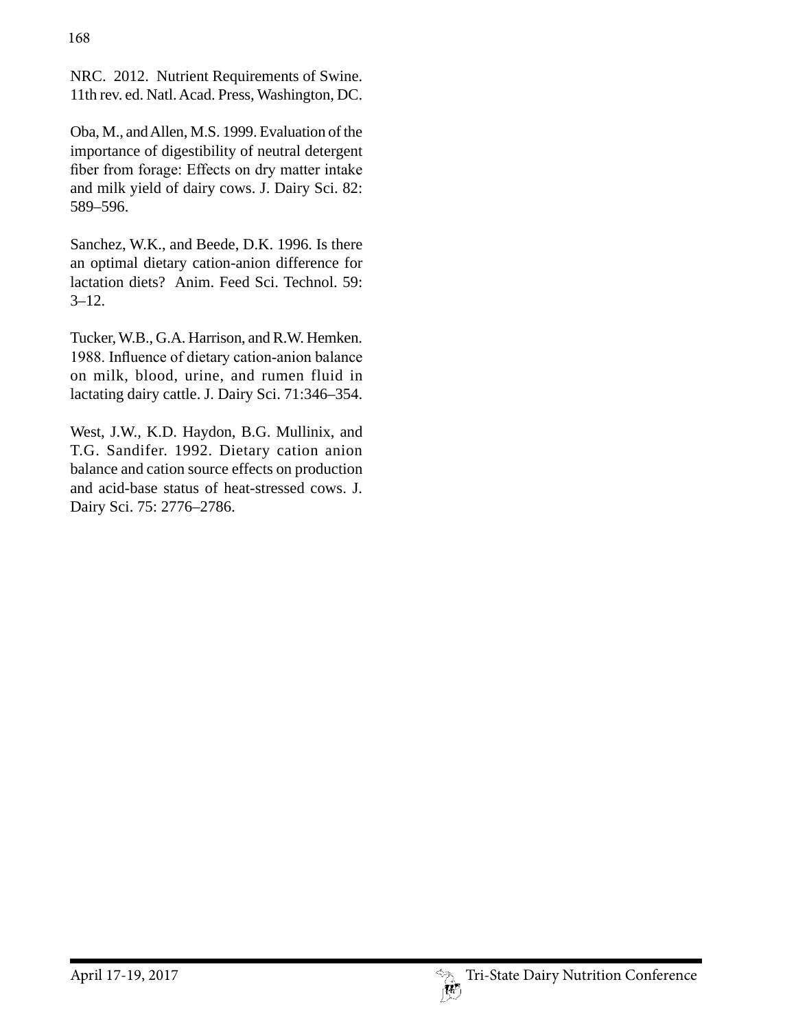NRC. 2012. Nutrient Requirements of Swine. 11th rev. ed. Natl. Acad. Press, Washington, DC.

Oba, M., and Allen, M.S. 1999. Evaluation of the importance of digestibility of neutral detergent fiber from forage: Effects on dry matter intake and milk yield of dairy cows. J. Dairy Sci. 82: 589–596.

Sanchez, W.K., and Beede, D.K. 1996. Is there an optimal dietary cation-anion difference for lactation diets? Anim. Feed Sci. Technol. 59: 3–12.

Tucker, W.B., G.A. Harrison, and R.W. Hemken. 1988. Influence of dietary cation-anion balance on milk, blood, urine, and rumen fluid in lactating dairy cattle. J. Dairy Sci. 71:346–354.

West, J.W., K.D. Haydon, B.G. Mullinix, and T.G. Sandifer. 1992. Dietary cation anion balance and cation source effects on production and acid-base status of heat-stressed cows. J. Dairy Sci. 75: 2776–2786.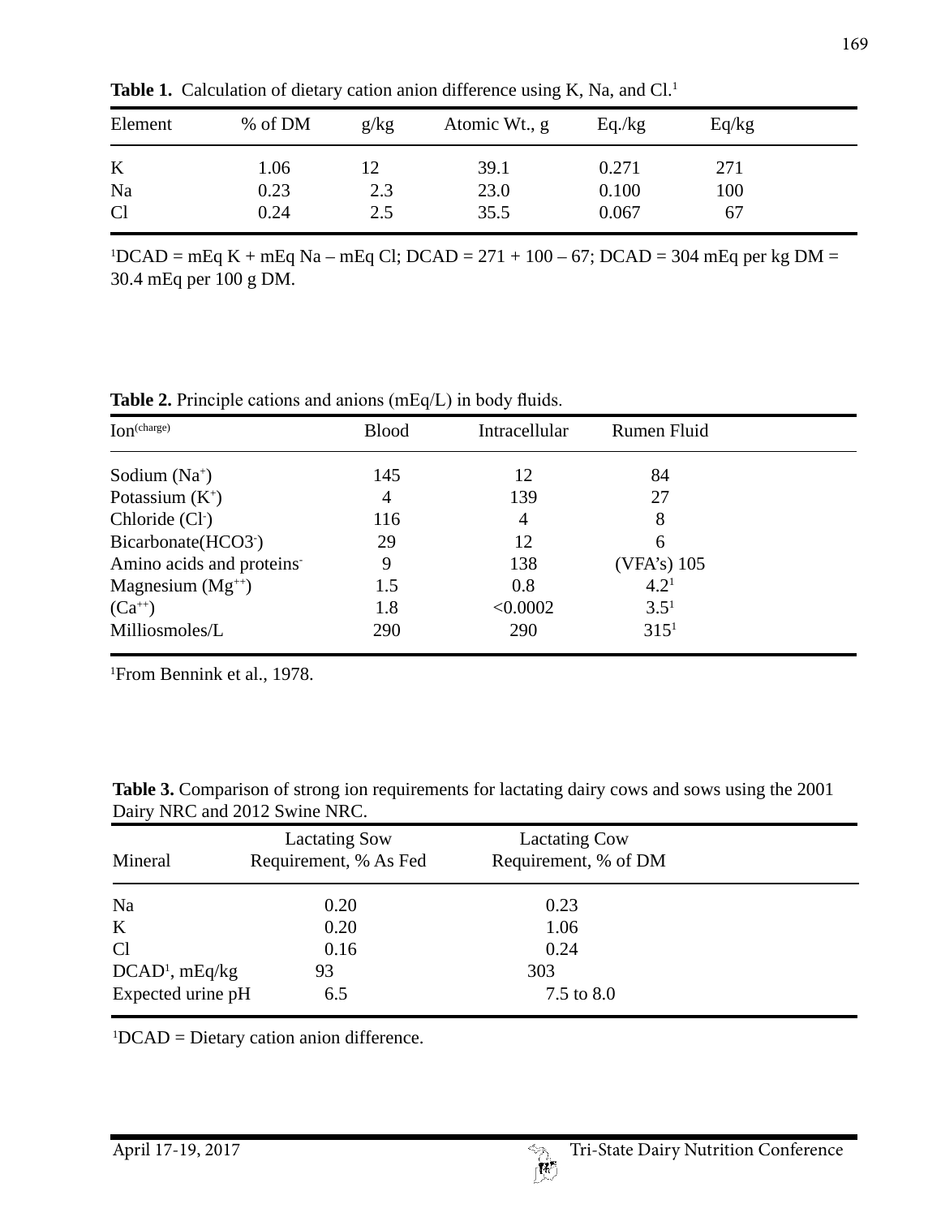**Table 1.** Calculation of dietary cation anion difference using K, Na, and Cl.[1]

| Element | % of DM | g/kg | Atomic Wt., g | Eq./kg | Eq/kg |
|---|---|---|---|---|---|
| K | 1.06 | 12 | 39.1 | 0.271 | 271 |
| Na | 0.23 | 2.3 | 23.0 | 0.100 | 100 |
| Cl | 0.24 | 2.5 | 35.5 | 0.067 | 67 |

[1]DCAD = mEq K + mEq Na – mEq Cl; DCAD = 271 + 100 – 67; DCAD = 304 mEq per kg DM = 30.4 mEq per 100 g DM.

**Table 2.** Principle cations and anions (mEq/L) in body fluids.

| Ion$^{(charge)}$ | Blood | Intracellular | Rumen Fluid |
|---|---|---|---|
| Sodium ($Na^+$) | 145 | 12 | 84 |
| Potassium ($K^+$) | 4 | 139 | 27 |
| Chloride ($Cl^-$) | 116 | 4 | 8 |
| Bicarbonate($HCO3^-$) | 29 | 12 | 6 |
| Amino acids and proteins$^-$ | 9 | 138 | (VFA's) 105 |
| Magnesium ($Mg^{++}$) | 1.5 | 0.8 | 4.2[1] |
| ($Ca^{++}$) | 1.8 | <0.0002 | 3.5[1] |
| Milliosmoles/L | 290 | 290 | 315[1] |

[1]From Bennink et al., 1978.

**Table 3.** Comparison of strong ion requirements for lactating dairy cows and sows using the 2001 Dairy NRC and 2012 Swine NRC.

| Mineral | Lactating Sow Requirement, % As Fed | Lactating Cow Requirement, % of DM |
|---|---|---|
| Na | 0.20 | 0.23 |
| K | 0.20 | 1.06 |
| Cl | 0.16 | 0.24 |
| DCAD[1], mEq/kg | 93 | 303 |
| Expected urine pH | 6.5 | 7.5 to 8.0 |

[1]DCAD = Dietary cation anion difference.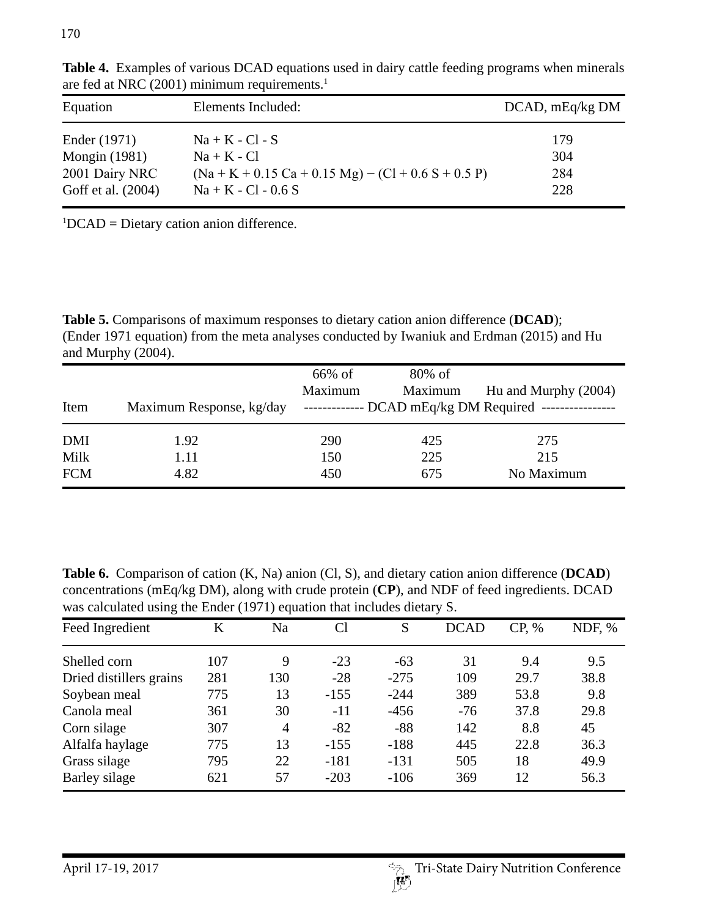**Table 4.** Examples of various DCAD equations used in dairy cattle feeding programs when minerals are fed at NRC (2001) minimum requirements.[1]

| Equation | Elements Included: | DCAD, mEq/kg DM |
|---|---|---|
| Ender (1971) | Na + K - Cl - S | 179 |
| Mongin (1981) | Na + K - Cl | 304 |
| 2001 Dairy NRC | (Na + K + 0.15 Ca + 0.15 Mg) − (Cl + 0.6 S + 0.5 P) | 284 |
| Goff et al. (2004) | Na + K - Cl - 0.6 S | 228 |

[1]DCAD = Dietary cation anion difference.

**Table 5.** Comparisons of maximum responses to dietary cation anion difference (**DCAD**); (Ender 1971 equation) from the meta analyses conducted by Iwaniuk and Erdman (2015) and Hu and Murphy (2004).

| Item | Maximum Response, kg/day | 66% of Maximum | 80% of Maximum | Hu and Murphy (2004) |
|---|---|---|---|---|
| | | DCAD mEq/kg DM Required | | |
| DMI | 1.92 | 290 | 425 | 275 |
| Milk | 1.11 | 150 | 225 | 215 |
| FCM | 4.82 | 450 | 675 | No Maximum |

**Table 6.** Comparison of cation (K, Na) anion (Cl, S), and dietary cation anion difference (**DCAD**) concentrations (mEq/kg DM), along with crude protein (**CP**), and NDF of feed ingredients. DCAD was calculated using the Ender (1971) equation that includes dietary S.

| Feed Ingredient | K | Na | Cl | S | DCAD | CP, % | NDF, % |
|---|---|---|---|---|---|---|---|
| Shelled corn | 107 | 9 | -23 | -63 | 31 | 9.4 | 9.5 |
| Dried distillers grains | 281 | 130 | -28 | -275 | 109 | 29.7 | 38.8 |
| Soybean meal | 775 | 13 | -155 | -244 | 389 | 53.8 | 9.8 |
| Canola meal | 361 | 30 | -11 | -456 | -76 | 37.8 | 29.8 |
| Corn silage | 307 | 4 | -82 | -88 | 142 | 8.8 | 45 |
| Alfalfa haylage | 775 | 13 | -155 | -188 | 445 | 22.8 | 36.3 |
| Grass silage | 795 | 22 | -181 | -131 | 505 | 18 | 49.9 |
| Barley silage | 621 | 57 | -203 | -106 | 369 | 12 | 56.3 |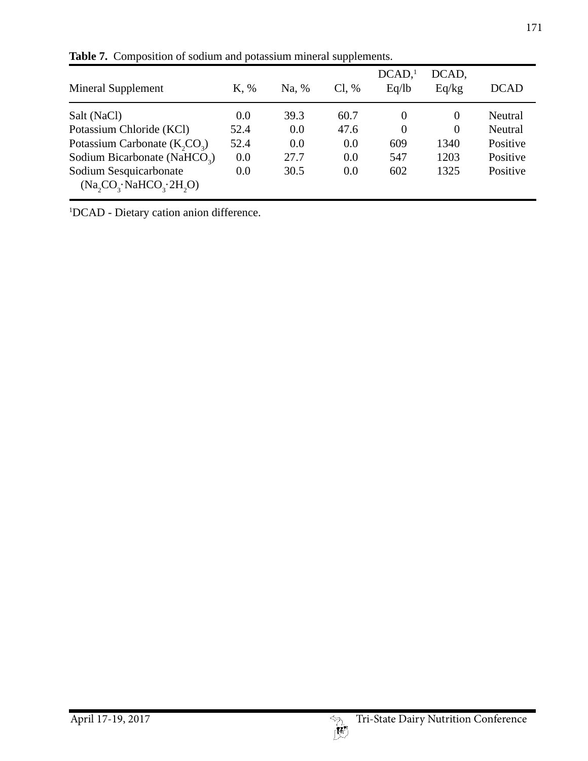**Table 7.** Composition of sodium and potassium mineral supplements.

| Mineral Supplement | K, % | Na, % | Cl, % | DCAD,[1] Eq/lb | DCAD, Eq/kg | DCAD |
|---|---|---|---|---|---|---|
| Salt (NaCl) | 0.0 | 39.3 | 60.7 | 0 | 0 | Neutral |
| Potassium Chloride (KCl) | 52.4 | 0.0 | 47.6 | 0 | 0 | Neutral |
| Potassium Carbonate ($K_2CO_3$) | 52.4 | 0.0 | 0.0 | 609 | 1340 | Positive |
| Sodium Bicarbonate ($NaHCO_3$) | 0.0 | 27.7 | 0.0 | 547 | 1203 | Positive |
| Sodium Sesquicarbonate ($Na_2CO_3 \cdot NaHCO_3 \cdot 2H_2O$) | 0.0 | 30.5 | 0.0 | 602 | 1325 | Positive |

[1]DCAD - Dietary cation anion difference.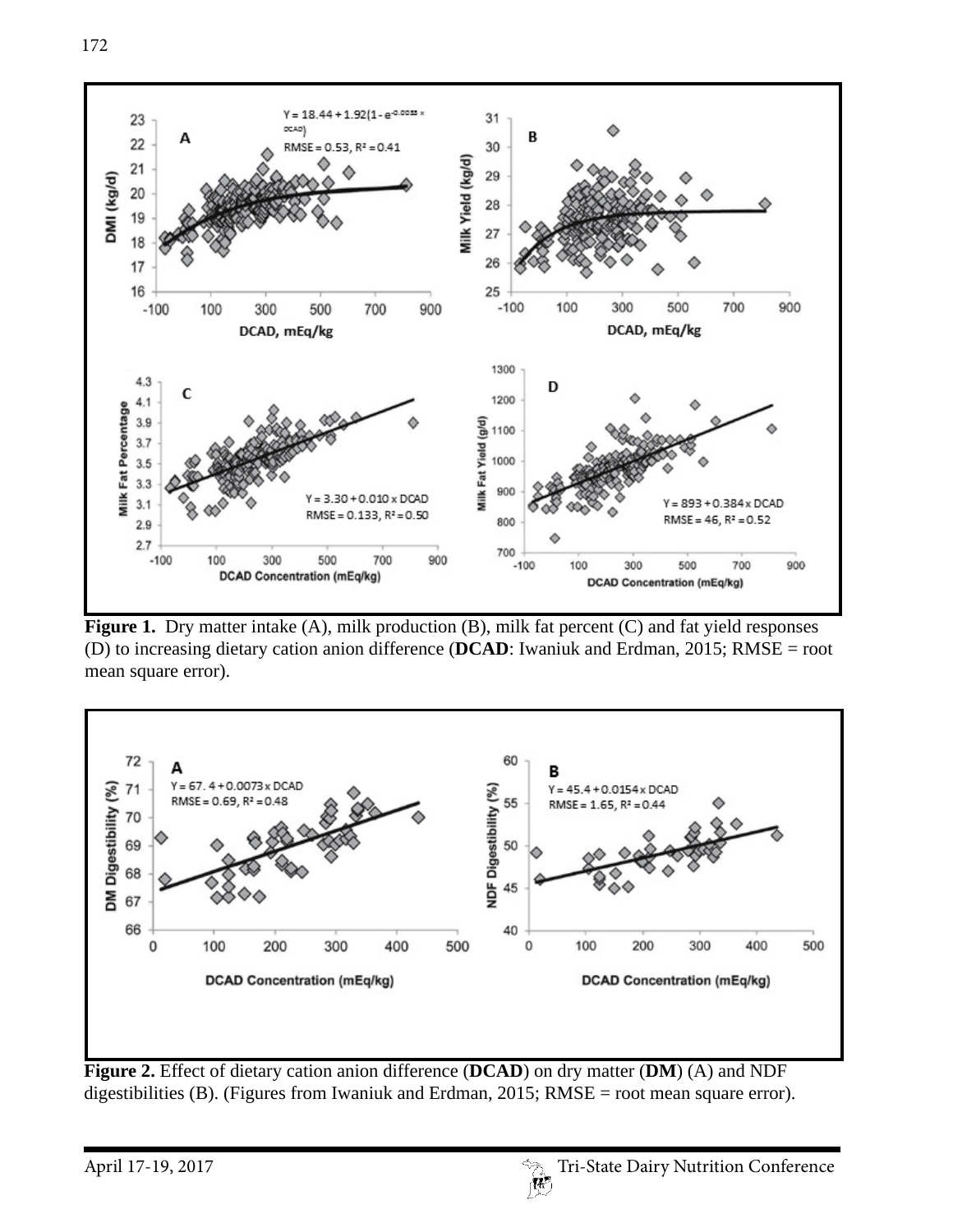A

$Y = 18.44 + 1.92(1 - e^{-0.0033 \times DCAD})$

RMSE = 0.53, $R^2$ = 0.41

DMI (kg/d)

DCAD, mEq/kg

B

Milk Yield (kg/d)

DCAD, mEq/kg

C

Milk Fat Percentage

Y = 3.30 + 0.010 x DCAD

RMSE = 0.133, $R^2$ = 0.50

DCAD Concentration (mEq/kg)

D

Milk Fat Yield (g/d)

Y = 893 + 0.384 x DCAD

RMSE = 46, $R^2$ = 0.52

DCAD Concentration (mEq/kg)

**Figure 1.** Dry matter intake (A), milk production (B), milk fat percent (C) and fat yield responses (D) to increasing dietary cation anion difference (**DCAD**: Iwaniuk and Erdman, 2015; RMSE = root mean square error).

A

Y = 67. 4 + 0.0073 x DCAD

RMSE = 0.69, $R^2$ = 0.48

DM Digestibility (%)

DCAD Concentration (mEq/kg)

B

Y = 45.4 + 0.0154 x DCAD

RMSE = 1.65, $R^2$ = 0.44

NDF Digestibility (%)

DCAD Concentration (mEq/kg)

**Figure 2.** Effect of dietary cation anion difference (**DCAD**) on dry matter (**DM**) (A) and NDF digestibilities (B). (Figures from Iwaniuk and Erdman, 2015; RMSE = root mean square error).